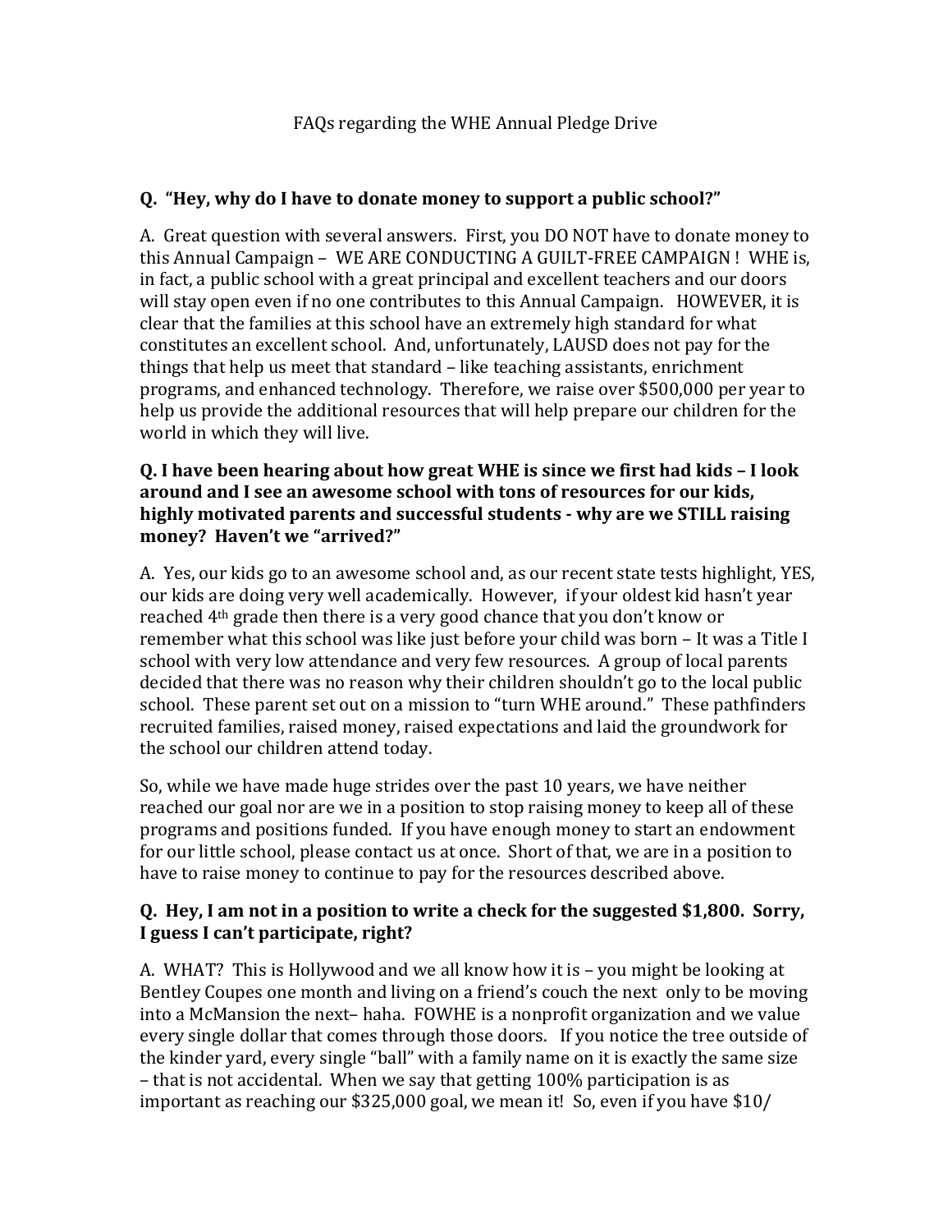FAQs regarding the WHE Annual Pledge Drive

**Q. "Hey, why do I have to donate money to support a public school?"**

A. Great question with several answers. First, you DO NOT have to donate money to this Annual Campaign – WE ARE CONDUCTING A GUILT-FREE CAMPAIGN ! WHE is, in fact, a public school with a great principal and excellent teachers and our doors will stay open even if no one contributes to this Annual Campaign. HOWEVER, it is clear that the families at this school have an extremely high standard for what constitutes an excellent school. And, unfortunately, LAUSD does not pay for the things that help us meet that standard – like teaching assistants, enrichment programs, and enhanced technology. Therefore, we raise over $500,000 per year to help us provide the additional resources that will help prepare our children for the world in which they will live.

**Q. I have been hearing about how great WHE is since we first had kids – I look around and I see an awesome school with tons of resources for our kids, highly motivated parents and successful students - why are we STILL raising money? Haven't we "arrived?"**

A. Yes, our kids go to an awesome school and, as our recent state tests highlight, YES, our kids are doing very well academically. However, if your oldest kid hasn't year reached 4th grade then there is a very good chance that you don't know or remember what this school was like just before your child was born – It was a Title I school with very low attendance and very few resources. A group of local parents decided that there was no reason why their children shouldn't go to the local public school. These parent set out on a mission to "turn WHE around." These pathfinders recruited families, raised money, raised expectations and laid the groundwork for the school our children attend today.

So, while we have made huge strides over the past 10 years, we have neither reached our goal nor are we in a position to stop raising money to keep all of these programs and positions funded. If you have enough money to start an endowment for our little school, please contact us at once. Short of that, we are in a position to have to raise money to continue to pay for the resources described above.

**Q. Hey, I am not in a position to write a check for the suggested $1,800. Sorry, I guess I can't participate, right?**

A. WHAT? This is Hollywood and we all know how it is – you might be looking at Bentley Coupes one month and living on a friend's couch the next only to be moving into a McMansion the next– haha. FOWHE is a nonprofit organization and we value every single dollar that comes through those doors. If you notice the tree outside of the kinder yard, every single "ball" with a family name on it is exactly the same size – that is not accidental. When we say that getting 100% participation is as important as reaching our $325,000 goal, we mean it! So, even if you have $10/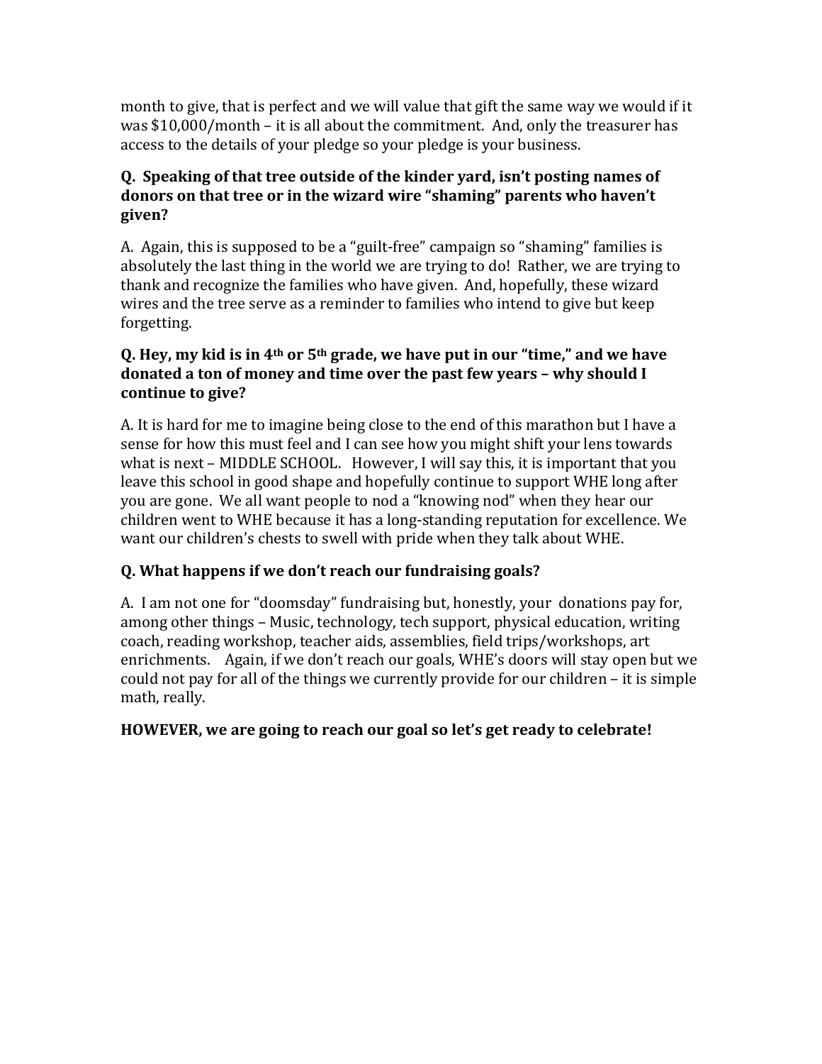month to give, that is perfect and we will value that gift the same way we would if it was $10,000/month – it is all about the commitment. And, only the treasurer has access to the details of your pledge so your pledge is your business.

**Q. Speaking of that tree outside of the kinder yard, isn't posting names of donors on that tree or in the wizard wire "shaming" parents who haven't given?**

A. Again, this is supposed to be a "guilt-free" campaign so "shaming" families is absolutely the last thing in the world we are trying to do! Rather, we are trying to thank and recognize the families who have given. And, hopefully, these wizard wires and the tree serve as a reminder to families who intend to give but keep forgetting.

**Q. Hey, my kid is in 4th or 5th grade, we have put in our "time," and we have donated a ton of money and time over the past few years – why should I continue to give?**

A. It is hard for me to imagine being close to the end of this marathon but I have a sense for how this must feel and I can see how you might shift your lens towards what is next – MIDDLE SCHOOL. However, I will say this, it is important that you leave this school in good shape and hopefully continue to support WHE long after you are gone. We all want people to nod a "knowing nod" when they hear our children went to WHE because it has a long-standing reputation for excellence. We want our children's chests to swell with pride when they talk about WHE.

**Q. What happens if we don't reach our fundraising goals?**

A. I am not one for "doomsday" fundraising but, honestly, your donations pay for, among other things – Music, technology, tech support, physical education, writing coach, reading workshop, teacher aids, assemblies, field trips/workshops, art enrichments. Again, if we don't reach our goals, WHE's doors will stay open but we could not pay for all of the things we currently provide for our children – it is simple math, really.

**HOWEVER, we are going to reach our goal so let's get ready to celebrate!**